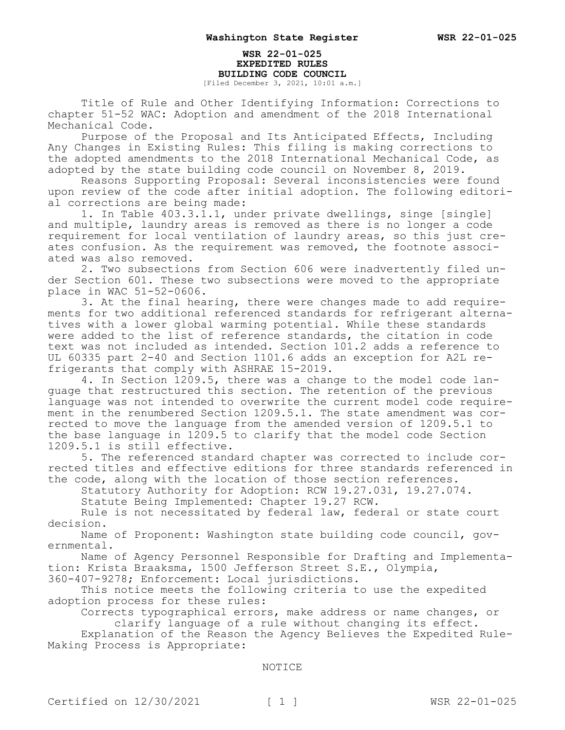**WSR 22-01-025**
**EXPEDITED RULES**
**BUILDING CODE COUNCIL**
[Filed December 3, 2021, 10:01 a.m.]

Title of Rule and Other Identifying Information: Corrections to chapter 51-52 WAC: Adoption and amendment of the 2018 International Mechanical Code.

Purpose of the Proposal and Its Anticipated Effects, Including Any Changes in Existing Rules: This filing is making corrections to the adopted amendments to the 2018 International Mechanical Code, as adopted by the state building code council on November 8, 2019.

Reasons Supporting Proposal: Several inconsistencies were found upon review of the code after initial adoption. The following editorial corrections are being made:

1. In Table 403.3.1.1, under private dwellings, singe [single] and multiple, laundry areas is removed as there is no longer a code requirement for local ventilation of laundry areas, so this just creates confusion. As the requirement was removed, the footnote associated was also removed.

2. Two subsections from Section 606 were inadvertently filed under Section 601. These two subsections were moved to the appropriate place in WAC 51-52-0606.

3. At the final hearing, there were changes made to add requirements for two additional referenced standards for refrigerant alternatives with a lower global warming potential. While these standards were added to the list of reference standards, the citation in code text was not included as intended. Section 101.2 adds a reference to UL 60335 part 2-40 and Section 1101.6 adds an exception for A2L refrigerants that comply with ASHRAE 15-2019.

4. In Section 1209.5, there was a change to the model code language that restructured this section. The retention of the previous language was not intended to overwrite the current model code requirement in the renumbered Section 1209.5.1. The state amendment was corrected to move the language from the amended version of 1209.5.1 to the base language in 1209.5 to clarify that the model code Section 1209.5.1 is still effective.

5. The referenced standard chapter was corrected to include corrected titles and effective editions for three standards referenced in the code, along with the location of those section references.

Statutory Authority for Adoption: RCW 19.27.031, 19.27.074.

Statute Being Implemented: Chapter 19.27 RCW.

Rule is not necessitated by federal law, federal or state court decision.

Name of Proponent: Washington state building code council, governmental.

Name of Agency Personnel Responsible for Drafting and Implementation: Krista Braaksma, 1500 Jefferson Street S.E., Olympia, 360-407-9278; Enforcement: Local jurisdictions.

This notice meets the following criteria to use the expedited adoption process for these rules:

Corrects typographical errors, make address or name changes, or clarify language of a rule without changing its effect.

Explanation of the Reason the Agency Believes the Expedited Rule-Making Process is Appropriate:

NOTICE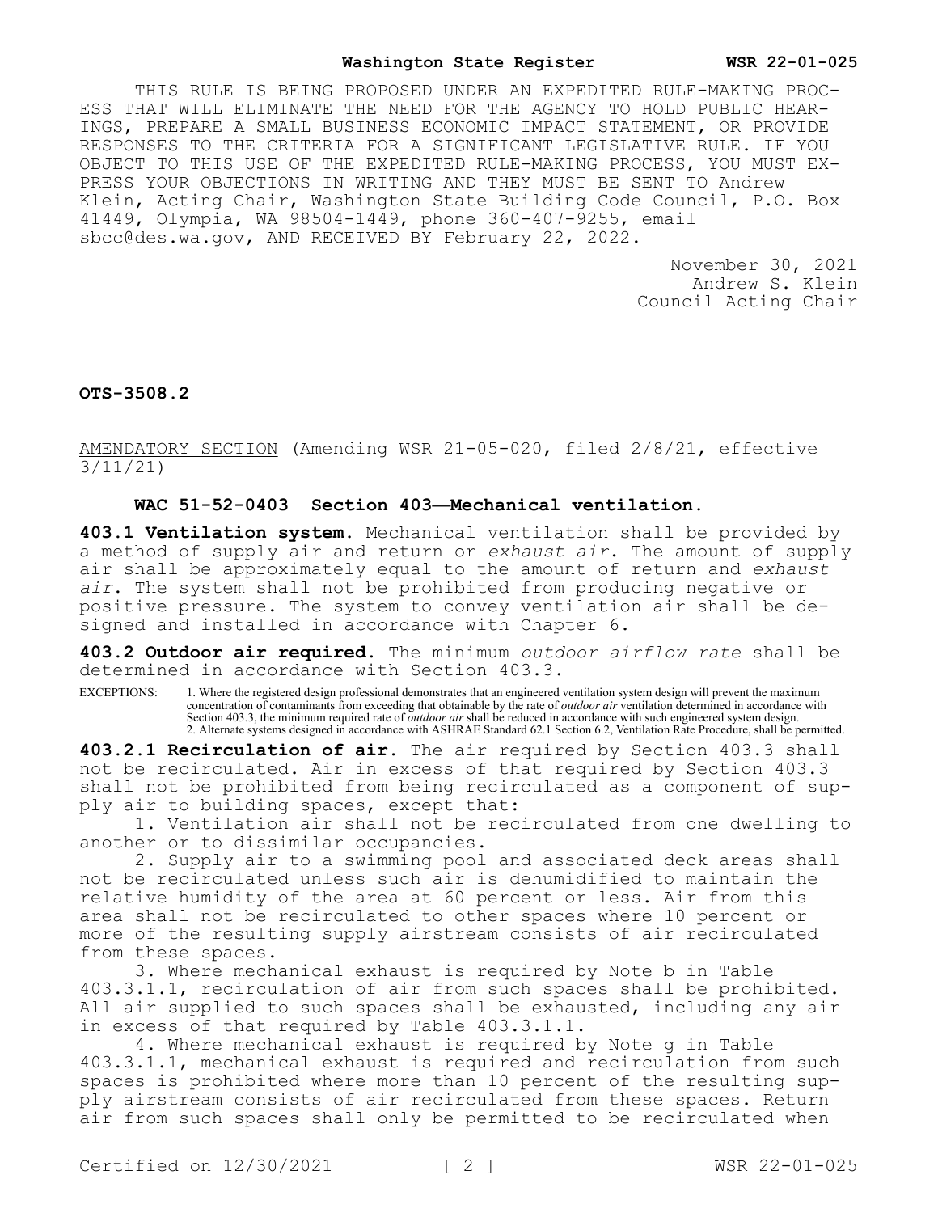THIS RULE IS BEING PROPOSED UNDER AN EXPEDITED RULE-MAKING PROCESS THAT WILL ELIMINATE THE NEED FOR THE AGENCY TO HOLD PUBLIC HEARINGS, PREPARE A SMALL BUSINESS ECONOMIC IMPACT STATEMENT, OR PROVIDE RESPONSES TO THE CRITERIA FOR A SIGNIFICANT LEGISLATIVE RULE. IF YOU OBJECT TO THIS USE OF THE EXPEDITED RULE-MAKING PROCESS, YOU MUST EXPRESS YOUR OBJECTIONS IN WRITING AND THEY MUST BE SENT TO Andrew Klein, Acting Chair, Washington State Building Code Council, P.O. Box 41449, Olympia, WA 98504-1449, phone 360-407-9255, email sbcc@des.wa.gov, AND RECEIVED BY February 22, 2022.

November 30, 2021
Andrew S. Klein
Council Acting Chair

**OTS-3508.2**

AMENDATORY SECTION (Amending WSR 21-05-020, filed 2/8/21, effective 3/11/21)

### WAC 51-52-0403 Section 403—Mechanical ventilation.

**403.1 Ventilation system.** Mechanical ventilation shall be provided by a method of supply air and return or *exhaust air*. The amount of supply air shall be approximately equal to the amount of return and *exhaust air*. The system shall not be prohibited from producing negative or positive pressure. The system to convey ventilation air shall be designed and installed in accordance with Chapter 6.

**403.2 Outdoor air required.** The minimum *outdoor airflow rate* shall be determined in accordance with Section 403.3.

EXCEPTIONS: 1. Where the registered design professional demonstrates that an engineered ventilation system design will prevent the maximum concentration of contaminants from exceeding that obtainable by the rate of *outdoor air* ventilation determined in accordance with Section 403.3, the minimum required rate of *outdoor air* shall be reduced in accordance with such engineered system design.
2. Alternate systems designed in accordance with ASHRAE Standard 62.1 Section 6.2, Ventilation Rate Procedure, shall be permitted.

**403.2.1 Recirculation of air.** The air required by Section 403.3 shall not be recirculated. Air in excess of that required by Section 403.3 shall not be prohibited from being recirculated as a component of supply air to building spaces, except that:

1. Ventilation air shall not be recirculated from one dwelling to another or to dissimilar occupancies.

2. Supply air to a swimming pool and associated deck areas shall not be recirculated unless such air is dehumidified to maintain the relative humidity of the area at 60 percent or less. Air from this area shall not be recirculated to other spaces where 10 percent or more of the resulting supply airstream consists of air recirculated from these spaces.

3. Where mechanical exhaust is required by Note b in Table 403.3.1.1, recirculation of air from such spaces shall be prohibited. All air supplied to such spaces shall be exhausted, including any air in excess of that required by Table 403.3.1.1.

4. Where mechanical exhaust is required by Note g in Table 403.3.1.1, mechanical exhaust is required and recirculation from such spaces is prohibited where more than 10 percent of the resulting supply airstream consists of air recirculated from these spaces. Return air from such spaces shall only be permitted to be recirculated when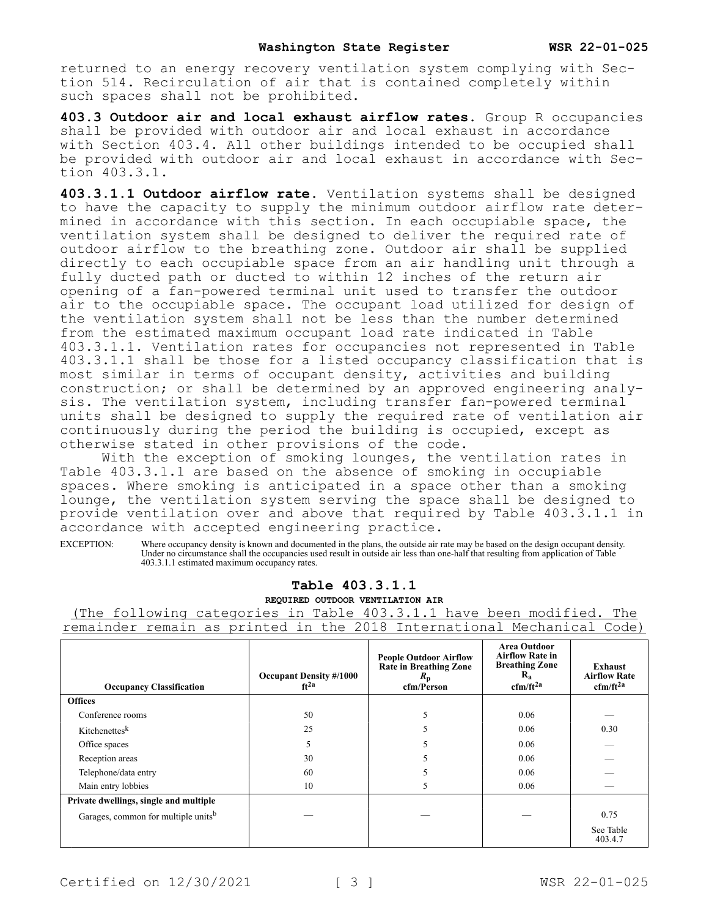returned to an energy recovery ventilation system complying with Section 514. Recirculation of air that is contained completely within such spaces shall not be prohibited.

**403.3 Outdoor air and local exhaust airflow rates.** Group R occupancies shall be provided with outdoor air and local exhaust in accordance with Section 403.4. All other buildings intended to be occupied shall be provided with outdoor air and local exhaust in accordance with Section 403.3.1.

**403.3.1.1 Outdoor airflow rate.** Ventilation systems shall be designed to have the capacity to supply the minimum outdoor airflow rate determined in accordance with this section. In each occupiable space, the ventilation system shall be designed to deliver the required rate of outdoor airflow to the breathing zone. Outdoor air shall be supplied directly to each occupiable space from an air handling unit through a fully ducted path or ducted to within 12 inches of the return air opening of a fan-powered terminal unit used to transfer the outdoor air to the occupiable space. The occupant load utilized for design of the ventilation system shall not be less than the number determined from the estimated maximum occupant load rate indicated in Table 403.3.1.1. Ventilation rates for occupancies not represented in Table 403.3.1.1 shall be those for a listed occupancy classification that is most similar in terms of occupant density, activities and building construction; or shall be determined by an approved engineering analysis. The ventilation system, including transfer fan-powered terminal units shall be designed to supply the required rate of ventilation air continuously during the period the building is occupied, except as otherwise stated in other provisions of the code.

With the exception of smoking lounges, the ventilation rates in Table 403.3.1.1 are based on the absence of smoking in occupiable spaces. Where smoking is anticipated in a space other than a smoking lounge, the ventilation system serving the space shall be designed to provide ventilation over and above that required by Table 403.3.1.1 in accordance with accepted engineering practice.

EXCEPTION: Where occupancy density is known and documented in the plans, the outside air rate may be based on the design occupant density. Under no circumstance shall the occupancies used result in outside air less than one-half that resulting from application of Table 403.3.1.1 estimated maximum occupancy rates.

**Table 403.3.1.1**

**REQUIRED OUTDOOR VENTILATION AIR**

(The following categories in Table 403.3.1.1 have been modified. The remainder remain as printed in the 2018 International Mechanical Code)

| Occupancy Classification | Occupant Density #/1000 ft²[a] | People Outdoor Airflow Rate in Breathing Zone $R_p$ cfm/Person | Area Outdoor Airflow Rate in Breathing Zone $R_a$ cfm/ft²[a] | Exhaust Airflow Rate cfm/ft²[a] |
|---|---|---|---|---|
| **Offices** | | | | |
| Conference rooms | 50 | 5 | 0.06 | — |
| Kitchenettes[k] | 25 | 5 | 0.06 | 0.30 |
| Office spaces | 5 | 5 | 0.06 | — |
| Reception areas | 30 | 5 | 0.06 | — |
| Telephone/data entry | 60 | 5 | 0.06 | — |
| Main entry lobbies | 10 | 5 | 0.06 | — |
| **Private dwellings, single and multiple** | | | | |
| Garages, common for multiple units[b] | — | — | — | 0.75 |
| | | | | See Table 403.4.7 |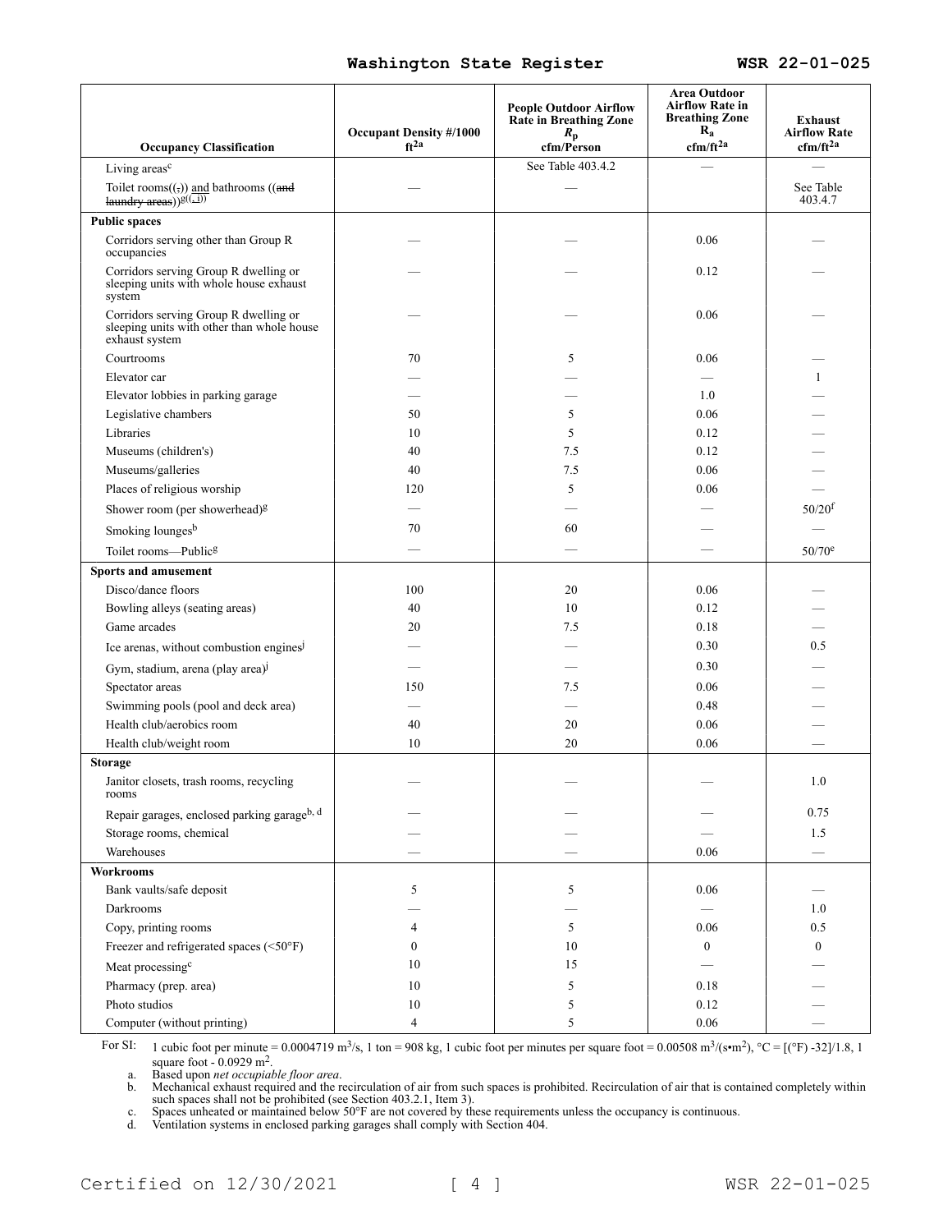| Occupancy Classification | Occupant Density #/1000 ft[2a] | People Outdoor Airflow Rate in Breathing Zone $R_p$ cfm/Person | Area Outdoor Airflow Rate in Breathing Zone $R_a$ cfm/ft[2a] | Exhaust Airflow Rate cfm/ft[2a] |
|---|---|---|---|---|
| Living areas[c] | | See Table 403.4.2 | — | — |
| Toilet rooms((,)) and bathrooms ((and laundry areas))[g((, i))] | — | — | | See Table 403.4.7 |
| **Public spaces** | | | | |
| Corridors serving other than Group R occupancies | — | — | 0.06 | — |
| Corridors serving Group R dwelling or sleeping units with whole house exhaust system | — | — | 0.12 | — |
| Corridors serving Group R dwelling or sleeping units with other than whole house exhaust system | — | — | 0.06 | — |
| Courtrooms | 70 | 5 | 0.06 | — |
| Elevator car | — | — | — | 1 |
| Elevator lobbies in parking garage | — | — | 1.0 | — |
| Legislative chambers | 50 | 5 | 0.06 | — |
| Libraries | 10 | 5 | 0.12 | — |
| Museums (children's) | 40 | 7.5 | 0.12 | — |
| Museums/galleries | 40 | 7.5 | 0.06 | — |
| Places of religious worship | 120 | 5 | 0.06 | — |
| Shower room (per showerhead)[g] | — | — | — | 50/20[f] |
| Smoking lounges[b] | 70 | 60 | — | — |
| Toilet rooms—Public[g] | — | — | — | 50/70[e] |
| **Sports and amusement** | | | | |
| Disco/dance floors | 100 | 20 | 0.06 | — |
| Bowling alleys (seating areas) | 40 | 10 | 0.12 | — |
| Game arcades | 20 | 7.5 | 0.18 | — |
| Ice arenas, without combustion engines[j] | — | — | 0.30 | 0.5 |
| Gym, stadium, arena (play area)[j] | — | — | 0.30 | — |
| Spectator areas | 150 | 7.5 | 0.06 | — |
| Swimming pools (pool and deck area) | — | — | 0.48 | — |
| Health club/aerobics room | 40 | 20 | 0.06 | — |
| Health club/weight room | 10 | 20 | 0.06 | — |
| **Storage** | | | | |
| Janitor closets, trash rooms, recycling rooms | — | — | — | 1.0 |
| Repair garages, enclosed parking garage[b, d] | — | — | — | 0.75 |
| Storage rooms, chemical | — | — | — | 1.5 |
| Warehouses | — | — | 0.06 | — |
| **Workrooms** | | | | |
| Bank vaults/safe deposit | 5 | 5 | 0.06 | — |
| Darkrooms | — | — | — | 1.0 |
| Copy, printing rooms | 4 | 5 | 0.06 | 0.5 |
| Freezer and refrigerated spaces (<50°F) | 0 | 10 | 0 | 0 |
| Meat processing[c] | 10 | 15 | — | — |
| Pharmacy (prep. area) | 10 | 5 | 0.18 | — |
| Photo studios | 10 | 5 | 0.12 | — |
| Computer (without printing) | 4 | 5 | 0.06 | — |

For SI: 1 cubic foot per minute = 0.0004719 $m^3/s$, 1 ton = 908 kg, 1 cubic foot per minutes per square foot = 0.00508 $m^3/(s \bullet m^2)$, °C = [(°F) -32]/1.8, 1 square foot - 0.0929 $m^2$.

a. Based upon *net occupiable floor area*.
b. Mechanical exhaust required and the recirculation of air from such spaces is prohibited. Recirculation of air that is contained completely within such spaces shall not be prohibited (see Section 403.2.1, Item 3).
c. Spaces unheated or maintained below 50°F are not covered by these requirements unless the occupancy is continuous.
d. Ventilation systems in enclosed parking garages shall comply with Section 404.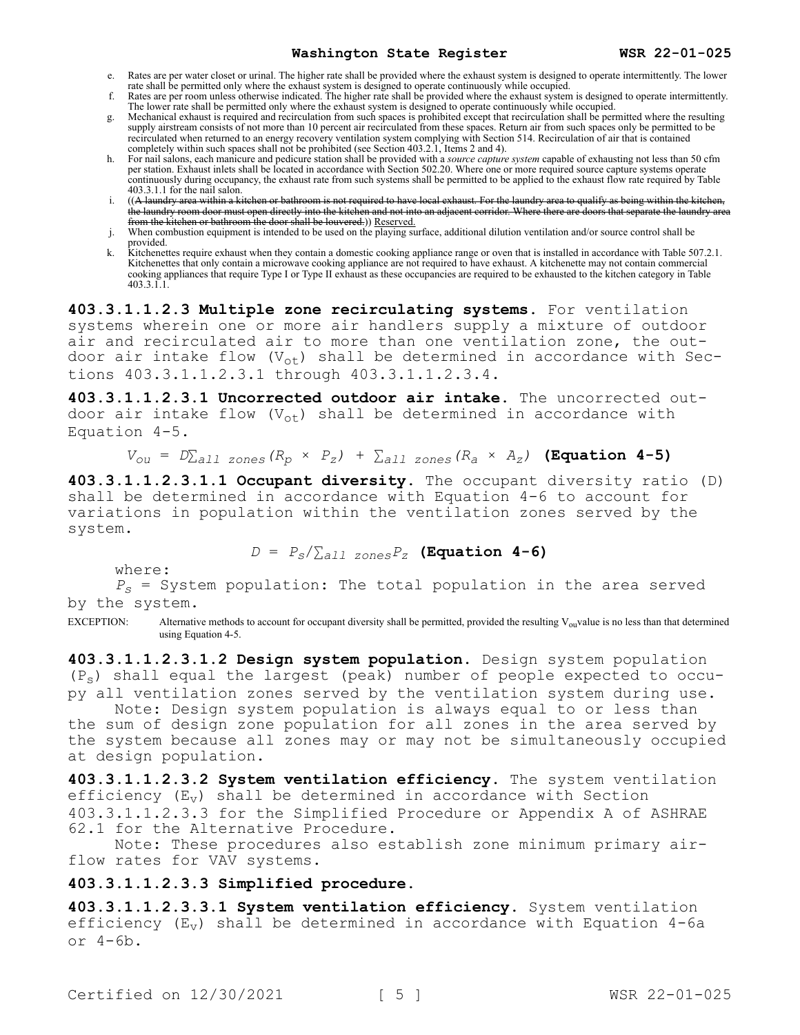e. Rates are per water closet or urinal. The higher rate shall be provided where the exhaust system is designed to operate intermittently. The lower rate shall be permitted only where the exhaust system is designed to operate continuously while occupied.

f. Rates are per room unless otherwise indicated. The higher rate shall be provided where the exhaust system is designed to operate intermittently. The lower rate shall be permitted only where the exhaust system is designed to operate continuously while occupied.

g. Mechanical exhaust is required and recirculation from such spaces is prohibited except that recirculation shall be permitted where the resulting supply airstream consists of not more than 10 percent air recirculated from these spaces. Return air from such spaces only be permitted to be recirculated when returned to an energy recovery ventilation system complying with Section 514. Recirculation of air that is contained completely within such spaces shall not be prohibited (see Section 403.2.1, Items 2 and 4).

h. For nail salons, each manicure and pedicure station shall be provided with a *source capture system* capable of exhausting not less than 50 cfm per station. Exhaust inlets shall be located in accordance with Section 502.20. Where one or more required source capture systems operate continuously during occupancy, the exhaust rate from such systems shall be permitted to be applied to the exhaust flow rate required by Table 403.3.1.1 for the nail salon.

i. ((~~A laundry area within a kitchen or bathroom is not required to have local exhaust. For the laundry area to qualify as being within the kitchen, the laundry room door must open directly into the kitchen and not into an adjacent corridor. Where there are doors that separate the laundry area from the kitchen or bathroom the door shall be louvered.~~)) Reserved.

j. When combustion equipment is intended to be used on the playing surface, additional dilution ventilation and/or source control shall be provided.

k. Kitchenettes require exhaust when they contain a domestic cooking appliance range or oven that is installed in accordance with Table 507.2.1. Kitchenettes that only contain a microwave cooking appliance are not required to have exhaust. A kitchenette may not contain commercial cooking appliances that require Type I or Type II exhaust as these occupancies are required to be exhausted to the kitchen category in Table 403.3.1.1.

**403.3.1.1.2.3 Multiple zone recirculating systems.** For ventilation systems wherein one or more air handlers supply a mixture of outdoor air and recirculated air to more than one ventilation zone, the outdoor air intake flow ($V_{ot}$) shall be determined in accordance with Sections 403.3.1.1.2.3.1 through 403.3.1.1.2.3.4.

**403.3.1.1.2.3.1 Uncorrected outdoor air intake.** The uncorrected outdoor air intake flow ($V_{ot}$) shall be determined in accordance with Equation 4-5.

$$V_{ou} = D\sum_{all\ zones}(R_p \times P_z) + \sum_{all\ zones}(R_a \times A_z) \quad \textbf{(Equation 4-5)}$$

**403.3.1.1.2.3.1.1 Occupant diversity.** The occupant diversity ratio (D) shall be determined in accordance with Equation 4-6 to account for variations in population within the ventilation zones served by the system.

$$D = P_s/\sum_{all\ zones}P_z \quad \textbf{(Equation 4-6)}$$

where:

$P_s$ = System population: The total population in the area served by the system.

EXCEPTION: Alternative methods to account for occupant diversity shall be permitted, provided the resulting $V_{ou}$ value is no less than that determined using Equation 4-5.

**403.3.1.1.2.3.1.2 Design system population.** Design system population ($P_s$) shall equal the largest (peak) number of people expected to occupy all ventilation zones served by the ventilation system during use.

Note: Design system population is always equal to or less than the sum of design zone population for all zones in the area served by the system because all zones may or may not be simultaneously occupied at design population.

**403.3.1.1.2.3.2 System ventilation efficiency.** The system ventilation efficiency ($E_v$) shall be determined in accordance with Section 403.3.1.1.2.3.3 for the Simplified Procedure or Appendix A of ASHRAE 62.1 for the Alternative Procedure.

Note: These procedures also establish zone minimum primary airflow rates for VAV systems.

**403.3.1.1.2.3.3 Simplified procedure.**

**403.3.1.1.2.3.3.1 System ventilation efficiency.** System ventilation efficiency ($E_v$) shall be determined in accordance with Equation 4-6a or 4-6b.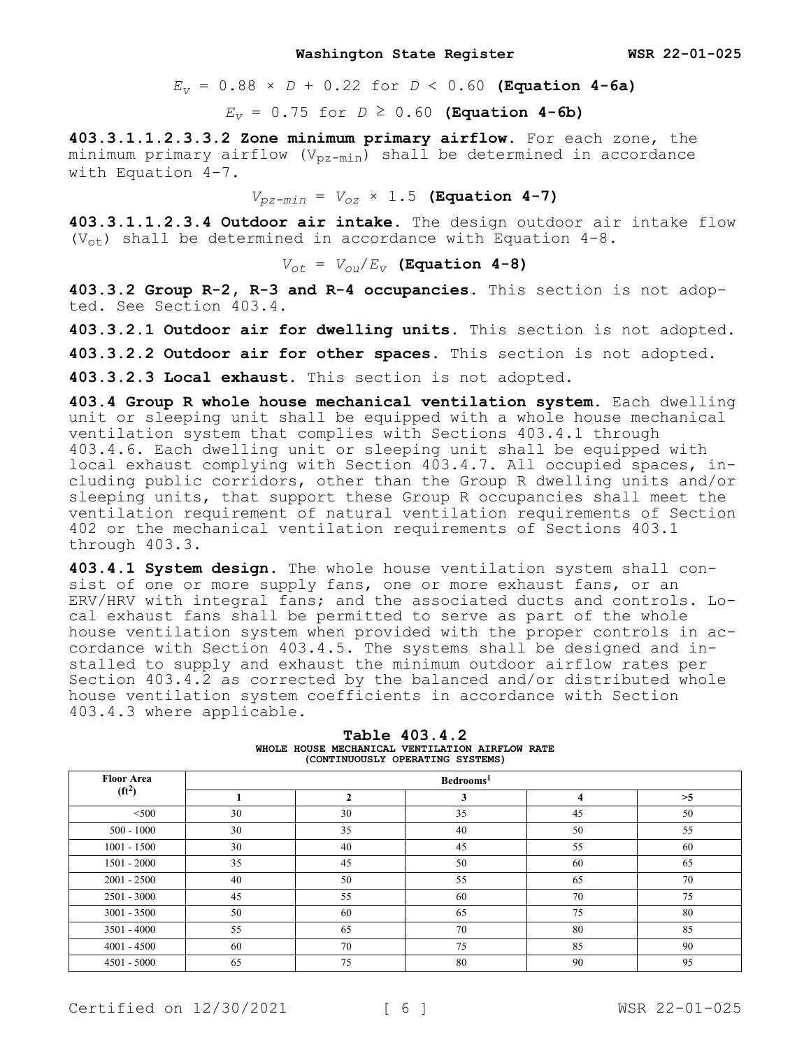$$E_v = 0.88 \times D + 0.22 \text{ for } D < 0.60 \quad \textbf{(Equation 4-6a)}$$

$$E_v = 0.75 \text{ for } D \geq 0.60 \quad \textbf{(Equation 4-6b)}$$

**403.3.1.1.2.3.3.2 Zone minimum primary airflow.** For each zone, the minimum primary airflow ($V_{pz\text{-}min}$) shall be determined in accordance with Equation 4-7.

$$V_{pz\text{-}min} = V_{oz} \times 1.5 \quad \textbf{(Equation 4-7)}$$

**403.3.1.1.2.3.4 Outdoor air intake.** The design outdoor air intake flow ($V_{ot}$) shall be determined in accordance with Equation 4-8.

$$V_{ot} = V_{ou}/E_v \quad \textbf{(Equation 4-8)}$$

**403.3.2 Group R-2, R-3 and R-4 occupancies.** This section is not adopted. See Section 403.4.

**403.3.2.1 Outdoor air for dwelling units.** This section is not adopted.

**403.3.2.2 Outdoor air for other spaces.** This section is not adopted.

**403.3.2.3 Local exhaust.** This section is not adopted.

**403.4 Group R whole house mechanical ventilation system.** Each dwelling unit or sleeping unit shall be equipped with a whole house mechanical ventilation system that complies with Sections 403.4.1 through 403.4.6. Each dwelling unit or sleeping unit shall be equipped with local exhaust complying with Section 403.4.7. All occupied spaces, including public corridors, other than the Group R dwelling units and/or sleeping units, that support these Group R occupancies shall meet the ventilation requirement of natural ventilation requirements of Section 402 or the mechanical ventilation requirements of Sections 403.1 through 403.3.

**403.4.1 System design.** The whole house ventilation system shall consist of one or more supply fans, one or more exhaust fans, or an ERV/HRV with integral fans; and the associated ducts and controls. Local exhaust fans shall be permitted to serve as part of the whole house ventilation system when provided with the proper controls in accordance with Section 403.4.5. The systems shall be designed and installed to supply and exhaust the minimum outdoor airflow rates per Section 403.4.2 as corrected by the balanced and/or distributed whole house ventilation system coefficients in accordance with Section 403.4.3 where applicable.

**Table 403.4.2**
**WHOLE HOUSE MECHANICAL VENTILATION AIRFLOW RATE (CONTINUOUSLY OPERATING SYSTEMS)**

| Floor Area ($ft^2$) | Bedrooms[1] | | | | |
|---|---|---|---|---|---|
| | 1 | 2 | 3 | 4 | >5 |
| <500 | 30 | 30 | 35 | 45 | 50 |
| 500 - 1000 | 30 | 35 | 40 | 50 | 55 |
| 1001 - 1500 | 30 | 40 | 45 | 55 | 60 |
| 1501 - 2000 | 35 | 45 | 50 | 60 | 65 |
| 2001 - 2500 | 40 | 50 | 55 | 65 | 70 |
| 2501 - 3000 | 45 | 55 | 60 | 70 | 75 |
| 3001 - 3500 | 50 | 60 | 65 | 75 | 80 |
| 3501 - 4000 | 55 | 65 | 70 | 80 | 85 |
| 4001 - 4500 | 60 | 70 | 75 | 85 | 90 |
| 4501 - 5000 | 65 | 75 | 80 | 90 | 95 |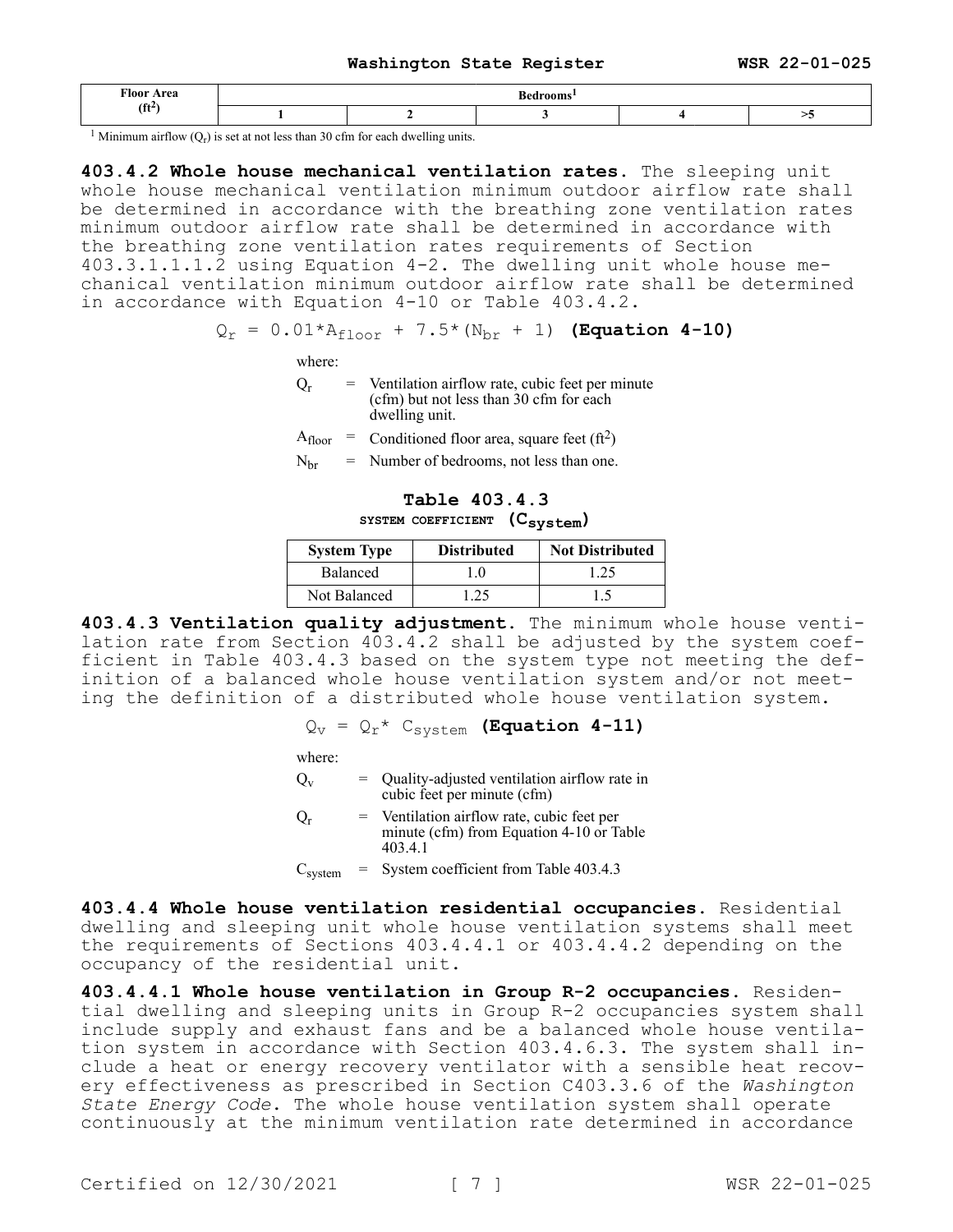| Floor Area (ft$^2$) | Bedrooms[1] | | | | |
|---|---|---|---|---|---|
| | 1 | 2 | 3 | 4 | >5 |

[1] Minimum airflow ($Q_r$) is set at not less than 30 cfm for each dwelling units.

**403.4.2 Whole house mechanical ventilation rates.** The sleeping unit whole house mechanical ventilation minimum outdoor airflow rate shall be determined in accordance with the breathing zone ventilation rates minimum outdoor airflow rate shall be determined in accordance with the breathing zone ventilation rates requirements of Section 403.3.1.1.1.2 using Equation 4-2. The dwelling unit whole house mechanical ventilation minimum outdoor airflow rate shall be determined in accordance with Equation 4-10 or Table 403.4.2.

$$Q_r = 0.01*A_{floor} + 7.5*(N_{br} + 1) \quad \textbf{(Equation 4-10)}$$

where:

$Q_r$ = Ventilation airflow rate, cubic feet per minute (cfm) but not less than 30 cfm for each dwelling unit.

$A_{floor}$ = Conditioned floor area, square feet (ft$^2$)

$N_{br}$ = Number of bedrooms, not less than one.

**Table 403.4.3**
**SYSTEM COEFFICIENT ($C_{system}$)**

| System Type | Distributed | Not Distributed |
|---|---|---|
| Balanced | 1.0 | 1.25 |
| Not Balanced | 1.25 | 1.5 |

**403.4.3 Ventilation quality adjustment.** The minimum whole house ventilation rate from Section 403.4.2 shall be adjusted by the system coefficient in Table 403.4.3 based on the system type not meeting the definition of a balanced whole house ventilation system and/or not meeting the definition of a distributed whole house ventilation system.

$$Q_v = Q_r * C_{system} \quad \textbf{(Equation 4-11)}$$

where:

$Q_v$ = Quality-adjusted ventilation airflow rate in cubic feet per minute (cfm)

$Q_r$ = Ventilation airflow rate, cubic feet per minute (cfm) from Equation 4-10 or Table 403.4.1

$C_{system}$ = System coefficient from Table 403.4.3

**403.4.4 Whole house ventilation residential occupancies.** Residential dwelling and sleeping unit whole house ventilation systems shall meet the requirements of Sections 403.4.4.1 or 403.4.4.2 depending on the occupancy of the residential unit.

**403.4.4.1 Whole house ventilation in Group R-2 occupancies.** Residential dwelling and sleeping units in Group R-2 occupancies system shall include supply and exhaust fans and be a balanced whole house ventilation system in accordance with Section 403.4.6.3. The system shall include a heat or energy recovery ventilator with a sensible heat recovery effectiveness as prescribed in Section C403.3.6 of the *Washington State Energy Code*. The whole house ventilation system shall operate continuously at the minimum ventilation rate determined in accordance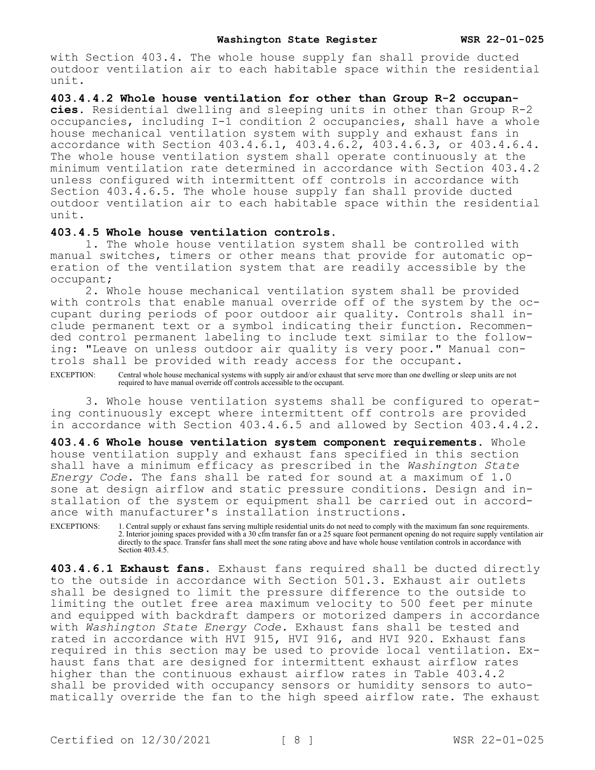with Section 403.4. The whole house supply fan shall provide ducted outdoor ventilation air to each habitable space within the residential unit.

**403.4.4.2 Whole house ventilation for other than Group R-2 occupancies.** Residential dwelling and sleeping units in other than Group R-2 occupancies, including I-1 condition 2 occupancies, shall have a whole house mechanical ventilation system with supply and exhaust fans in accordance with Section 403.4.6.1, 403.4.6.2, 403.4.6.3, or 403.4.6.4. The whole house ventilation system shall operate continuously at the minimum ventilation rate determined in accordance with Section 403.4.2 unless configured with intermittent off controls in accordance with Section 403.4.6.5. The whole house supply fan shall provide ducted outdoor ventilation air to each habitable space within the residential unit.

**403.4.5 Whole house ventilation controls.**

1. The whole house ventilation system shall be controlled with manual switches, timers or other means that provide for automatic operation of the ventilation system that are readily accessible by the occupant;

2. Whole house mechanical ventilation system shall be provided with controls that enable manual override off of the system by the occupant during periods of poor outdoor air quality. Controls shall include permanent text or a symbol indicating their function. Recommended control permanent labeling to include text similar to the following: "Leave on unless outdoor air quality is very poor." Manual controls shall be provided with ready access for the occupant.

EXCEPTION: Central whole house mechanical systems with supply air and/or exhaust that serve more than one dwelling or sleep units are not required to have manual override off controls accessible to the occupant.

3. Whole house ventilation systems shall be configured to operating continuously except where intermittent off controls are provided in accordance with Section 403.4.6.5 and allowed by Section 403.4.4.2.

**403.4.6 Whole house ventilation system component requirements.** Whole house ventilation supply and exhaust fans specified in this section shall have a minimum efficacy as prescribed in the *Washington State Energy Code*. The fans shall be rated for sound at a maximum of 1.0 sone at design airflow and static pressure conditions. Design and installation of the system or equipment shall be carried out in accordance with manufacturer's installation instructions.

EXCEPTIONS: 1. Central supply or exhaust fans serving multiple residential units do not need to comply with the maximum fan sone requirements.
2. Interior joining spaces provided with a 30 cfm transfer fan or a 25 square foot permanent opening do not require supply ventilation air directly to the space. Transfer fans shall meet the sone rating above and have whole house ventilation controls in accordance with Section 403.4.5.

**403.4.6.1 Exhaust fans.** Exhaust fans required shall be ducted directly to the outside in accordance with Section 501.3. Exhaust air outlets shall be designed to limit the pressure difference to the outside to limiting the outlet free area maximum velocity to 500 feet per minute and equipped with backdraft dampers or motorized dampers in accordance with *Washington State Energy Code*. Exhaust fans shall be tested and rated in accordance with HVI 915, HVI 916, and HVI 920. Exhaust fans required in this section may be used to provide local ventilation. Exhaust fans that are designed for intermittent exhaust airflow rates higher than the continuous exhaust airflow rates in Table 403.4.2 shall be provided with occupancy sensors or humidity sensors to automatically override the fan to the high speed airflow rate. The exhaust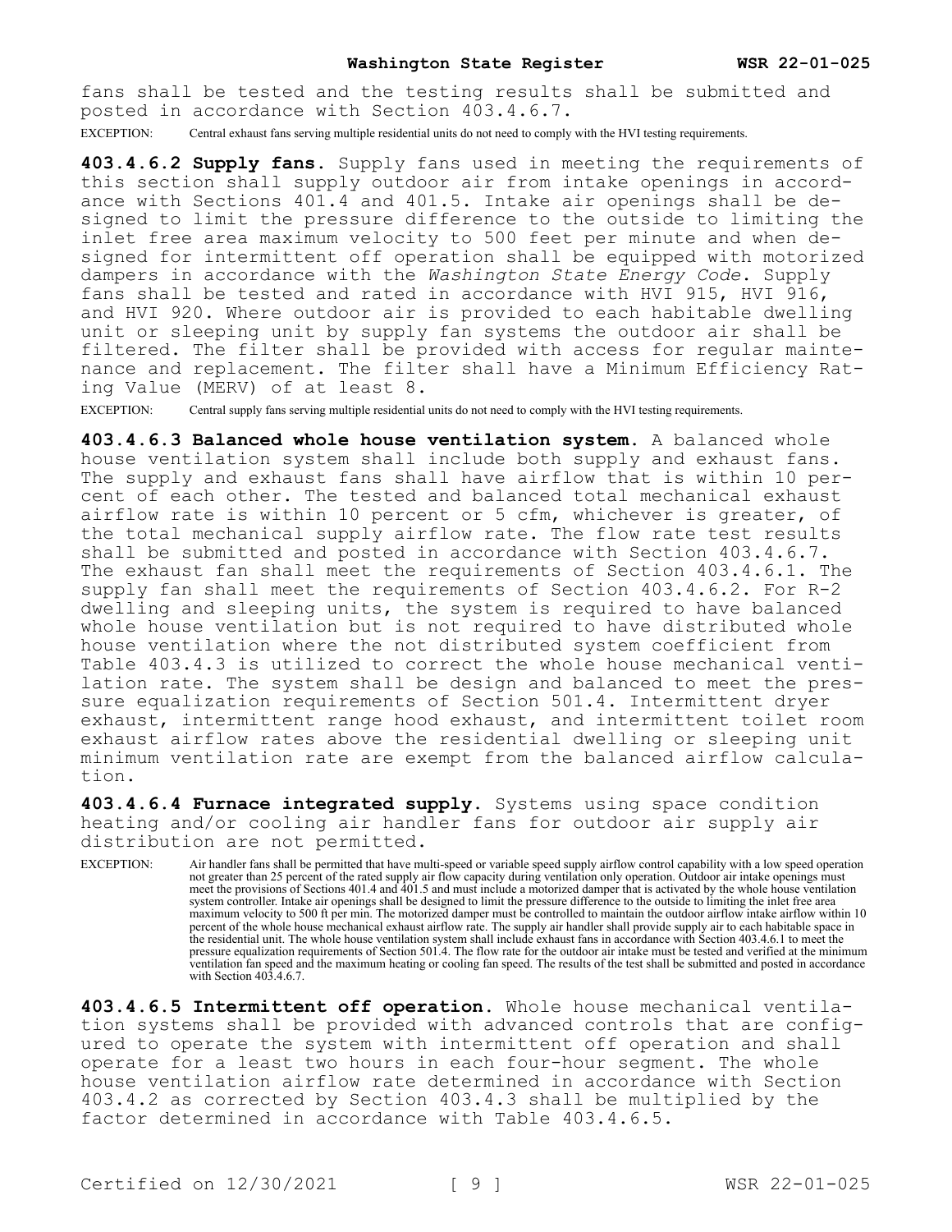fans shall be tested and the testing results shall be submitted and posted in accordance with Section 403.4.6.7.

EXCEPTION: Central exhaust fans serving multiple residential units do not need to comply with the HVI testing requirements.

**403.4.6.2 Supply fans.** Supply fans used in meeting the requirements of this section shall supply outdoor air from intake openings in accordance with Sections 401.4 and 401.5. Intake air openings shall be designed to limit the pressure difference to the outside to limiting the inlet free area maximum velocity to 500 feet per minute and when designed for intermittent off operation shall be equipped with motorized dampers in accordance with the *Washington State Energy Code*. Supply fans shall be tested and rated in accordance with HVI 915, HVI 916, and HVI 920. Where outdoor air is provided to each habitable dwelling unit or sleeping unit by supply fan systems the outdoor air shall be filtered. The filter shall be provided with access for regular maintenance and replacement. The filter shall have a Minimum Efficiency Rating Value (MERV) of at least 8.

EXCEPTION: Central supply fans serving multiple residential units do not need to comply with the HVI testing requirements.

**403.4.6.3 Balanced whole house ventilation system.** A balanced whole house ventilation system shall include both supply and exhaust fans. The supply and exhaust fans shall have airflow that is within 10 percent of each other. The tested and balanced total mechanical exhaust airflow rate is within 10 percent or 5 cfm, whichever is greater, of the total mechanical supply airflow rate. The flow rate test results shall be submitted and posted in accordance with Section 403.4.6.7. The exhaust fan shall meet the requirements of Section 403.4.6.1. The supply fan shall meet the requirements of Section 403.4.6.2. For R-2 dwelling and sleeping units, the system is required to have balanced whole house ventilation but is not required to have distributed whole house ventilation where the not distributed system coefficient from Table 403.4.3 is utilized to correct the whole house mechanical ventilation rate. The system shall be design and balanced to meet the pressure equalization requirements of Section 501.4. Intermittent dryer exhaust, intermittent range hood exhaust, and intermittent toilet room exhaust airflow rates above the residential dwelling or sleeping unit minimum ventilation rate are exempt from the balanced airflow calculation.

**403.4.6.4 Furnace integrated supply.** Systems using space condition heating and/or cooling air handler fans for outdoor air supply air distribution are not permitted.

EXCEPTION: Air handler fans shall be permitted that have multi-speed or variable speed supply airflow control capability with a low speed operation not greater than 25 percent of the rated supply air flow capacity during ventilation only operation. Outdoor air intake openings must meet the provisions of Sections 401.4 and 401.5 and must include a motorized damper that is activated by the whole house ventilation system controller. Intake air openings shall be designed to limit the pressure difference to the outside to limiting the inlet free area maximum velocity to 500 ft per min. The motorized damper must be controlled to maintain the outdoor airflow intake airflow within 10 percent of the whole house mechanical exhaust airflow rate. The supply air handler shall provide supply air to each habitable space in the residential unit. The whole house ventilation system shall include exhaust fans in accordance with Section 403.4.6.1 to meet the pressure equalization requirements of Section 501.4. The flow rate for the outdoor air intake must be tested and verified at the minimum ventilation fan speed and the maximum heating or cooling fan speed. The results of the test shall be submitted and posted in accordance with Section 403.4.6.7.

**403.4.6.5 Intermittent off operation.** Whole house mechanical ventilation systems shall be provided with advanced controls that are configured to operate the system with intermittent off operation and shall operate for a least two hours in each four-hour segment. The whole house ventilation airflow rate determined in accordance with Section 403.4.2 as corrected by Section 403.4.3 shall be multiplied by the factor determined in accordance with Table 403.4.6.5.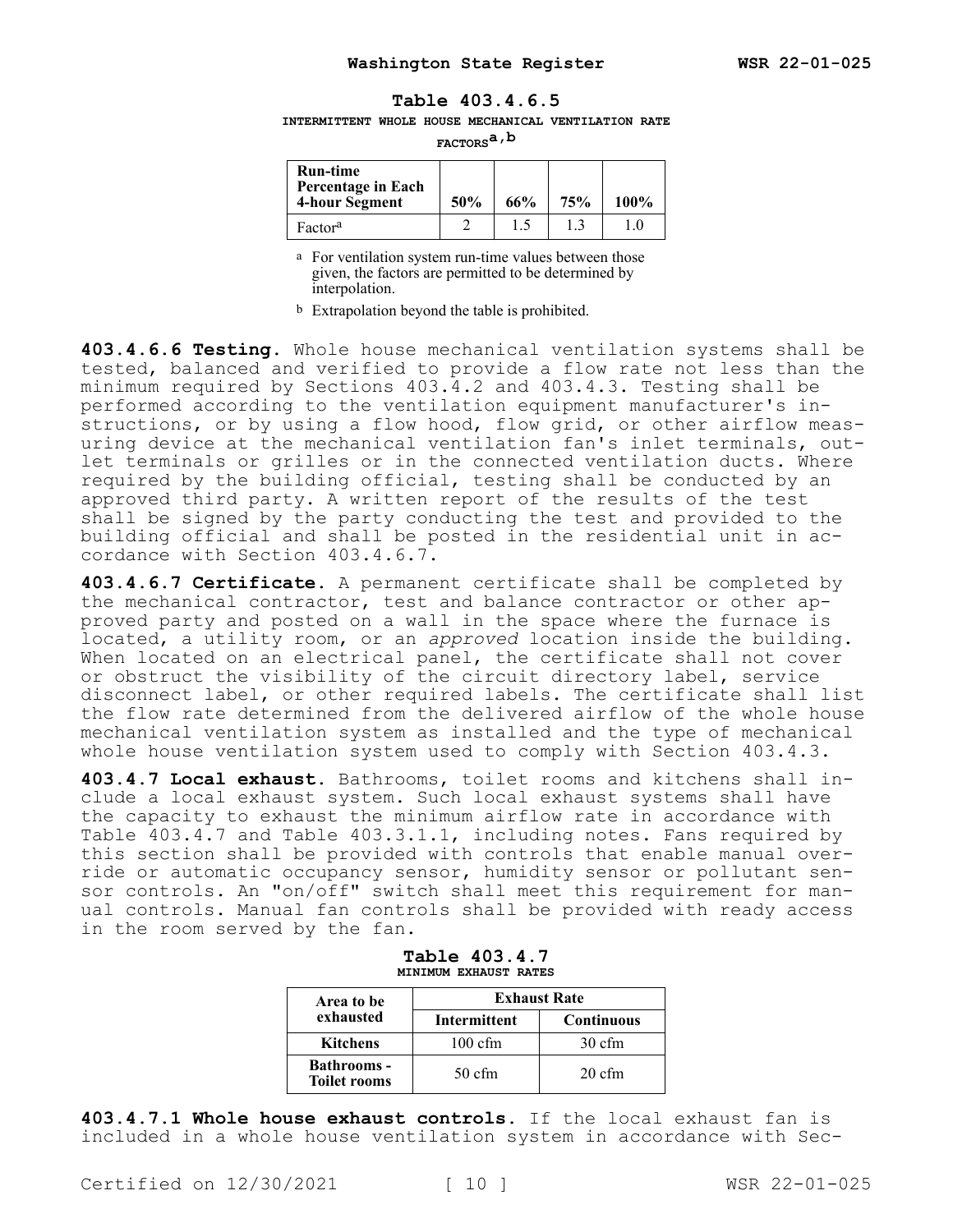**Table 403.4.6.5**

**INTERMITTENT WHOLE HOUSE MECHANICAL VENTILATION RATE FACTORS[a,b]**

| Run-time Percentage in Each 4-hour Segment | 50% | 66% | 75% | 100% |
|---|---|---|---|---|
| Factor[a] | 2 | 1.5 | 1.3 | 1.0 |

[a] For ventilation system run-time values between those given, the factors are permitted to be determined by interpolation.

[b] Extrapolation beyond the table is prohibited.

**403.4.6.6 Testing.** Whole house mechanical ventilation systems shall be tested, balanced and verified to provide a flow rate not less than the minimum required by Sections 403.4.2 and 403.4.3. Testing shall be performed according to the ventilation equipment manufacturer's instructions, or by using a flow hood, flow grid, or other airflow measuring device at the mechanical ventilation fan's inlet terminals, outlet terminals or grilles or in the connected ventilation ducts. Where required by the building official, testing shall be conducted by an approved third party. A written report of the results of the test shall be signed by the party conducting the test and provided to the building official and shall be posted in the residential unit in accordance with Section 403.4.6.7.

**403.4.6.7 Certificate.** A permanent certificate shall be completed by the mechanical contractor, test and balance contractor or other approved party and posted on a wall in the space where the furnace is located, a utility room, or an *approved* location inside the building. When located on an electrical panel, the certificate shall not cover or obstruct the visibility of the circuit directory label, service disconnect label, or other required labels. The certificate shall list the flow rate determined from the delivered airflow of the whole house mechanical ventilation system as installed and the type of mechanical whole house ventilation system used to comply with Section 403.4.3.

**403.4.7 Local exhaust.** Bathrooms, toilet rooms and kitchens shall include a local exhaust system. Such local exhaust systems shall have the capacity to exhaust the minimum airflow rate in accordance with Table 403.4.7 and Table 403.3.1.1, including notes. Fans required by this section shall be provided with controls that enable manual override or automatic occupancy sensor, humidity sensor or pollutant sensor controls. An "on/off" switch shall meet this requirement for manual controls. Manual fan controls shall be provided with ready access in the room served by the fan.

**Table 403.4.7**

**MINIMUM EXHAUST RATES**

| Area to be exhausted | Exhaust Rate | |
|---|---|---|
| | Intermittent | Continuous |
| Kitchens | 100 cfm | 30 cfm |
| Bathrooms - Toilet rooms | 50 cfm | 20 cfm |

**403.4.7.1 Whole house exhaust controls.** If the local exhaust fan is included in a whole house ventilation system in accordance with Sec-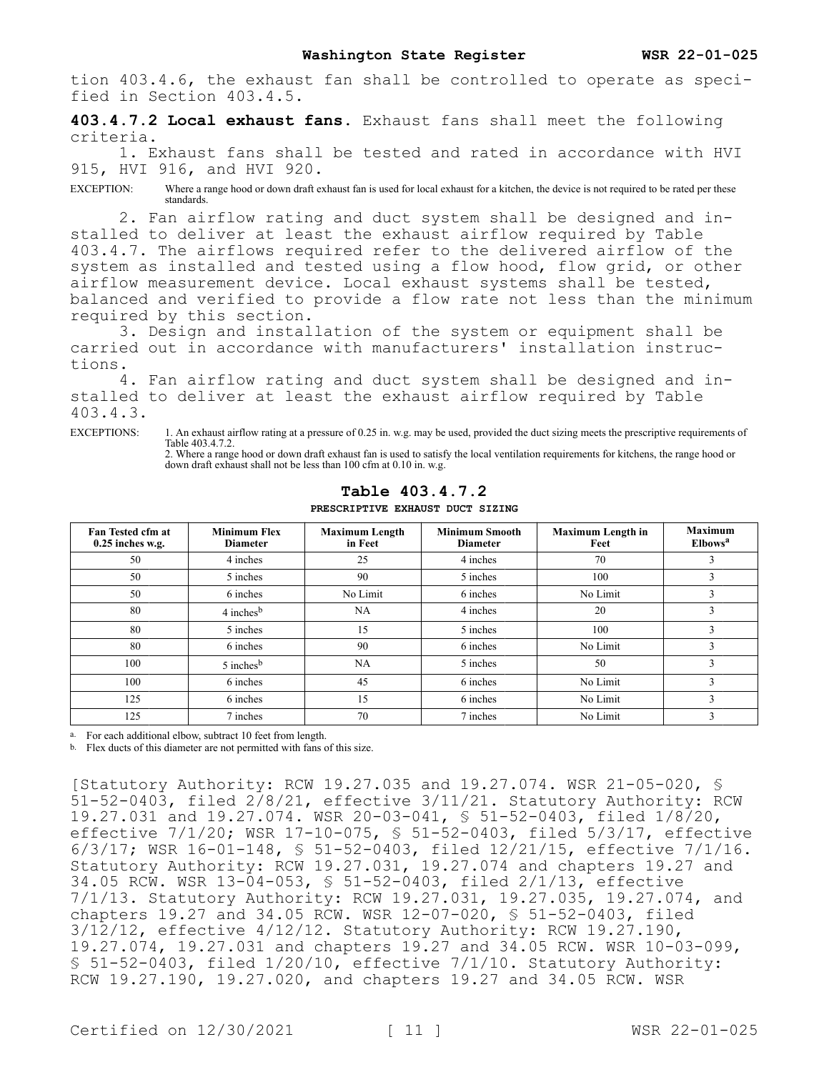tion 403.4.6, the exhaust fan shall be controlled to operate as specified in Section 403.4.5.

**403.4.7.2 Local exhaust fans.** Exhaust fans shall meet the following criteria.

1. Exhaust fans shall be tested and rated in accordance with HVI 915, HVI 916, and HVI 920.

EXCEPTION: Where a range hood or down draft exhaust fan is used for local exhaust for a kitchen, the device is not required to be rated per these standards.

2. Fan airflow rating and duct system shall be designed and installed to deliver at least the exhaust airflow required by Table 403.4.7. The airflows required refer to the delivered airflow of the system as installed and tested using a flow hood, flow grid, or other airflow measurement device. Local exhaust systems shall be tested, balanced and verified to provide a flow rate not less than the minimum required by this section.

3. Design and installation of the system or equipment shall be carried out in accordance with manufacturers' installation instructions.

4. Fan airflow rating and duct system shall be designed and installed to deliver at least the exhaust airflow required by Table 403.4.3.

EXCEPTIONS: 1. An exhaust airflow rating at a pressure of 0.25 in. w.g. may be used, provided the duct sizing meets the prescriptive requirements of Table 403.4.7.2.
2. Where a range hood or down draft exhaust fan is used to satisfy the local ventilation requirements for kitchens, the range hood or down draft exhaust shall not be less than 100 cfm at 0.10 in. w.g.

**Table 403.4.7.2**
**PRESCRIPTIVE EXHAUST DUCT SIZING**

| Fan Tested cfm at 0.25 inches w.g. | Minimum Flex Diameter | Maximum Length in Feet | Minimum Smooth Diameter | Maximum Length in Feet | Maximum Elbows[a] |
|---|---|---|---|---|---|
| 50 | 4 inches | 25 | 4 inches | 70 | 3 |
| 50 | 5 inches | 90 | 5 inches | 100 | 3 |
| 50 | 6 inches | No Limit | 6 inches | No Limit | 3 |
| 80 | 4 inches[b] | NA | 4 inches | 20 | 3 |
| 80 | 5 inches | 15 | 5 inches | 100 | 3 |
| 80 | 6 inches | 90 | 6 inches | No Limit | 3 |
| 100 | 5 inches[b] | NA | 5 inches | 50 | 3 |
| 100 | 6 inches | 45 | 6 inches | No Limit | 3 |
| 125 | 6 inches | 15 | 6 inches | No Limit | 3 |
| 125 | 7 inches | 70 | 7 inches | No Limit | 3 |

a. For each additional elbow, subtract 10 feet from length.
b. Flex ducts of this diameter are not permitted with fans of this size.

[Statutory Authority: RCW 19.27.035 and 19.27.074. WSR 21-05-020, § 51-52-0403, filed 2/8/21, effective 3/11/21. Statutory Authority: RCW 19.27.031 and 19.27.074. WSR 20-03-041, § 51-52-0403, filed 1/8/20, effective 7/1/20; WSR 17-10-075, § 51-52-0403, filed 5/3/17, effective 6/3/17; WSR 16-01-148, § 51-52-0403, filed 12/21/15, effective 7/1/16. Statutory Authority: RCW 19.27.031, 19.27.074 and chapters 19.27 and 34.05 RCW. WSR 13-04-053, § 51-52-0403, filed 2/1/13, effective 7/1/13. Statutory Authority: RCW 19.27.031, 19.27.035, 19.27.074, and chapters 19.27 and 34.05 RCW. WSR 12-07-020, § 51-52-0403, filed 3/12/12, effective 4/12/12. Statutory Authority: RCW 19.27.190, 19.27.074, 19.27.031 and chapters 19.27 and 34.05 RCW. WSR 10-03-099, § 51-52-0403, filed 1/20/10, effective 7/1/10. Statutory Authority: RCW 19.27.190, 19.27.020, and chapters 19.27 and 34.05 RCW. WSR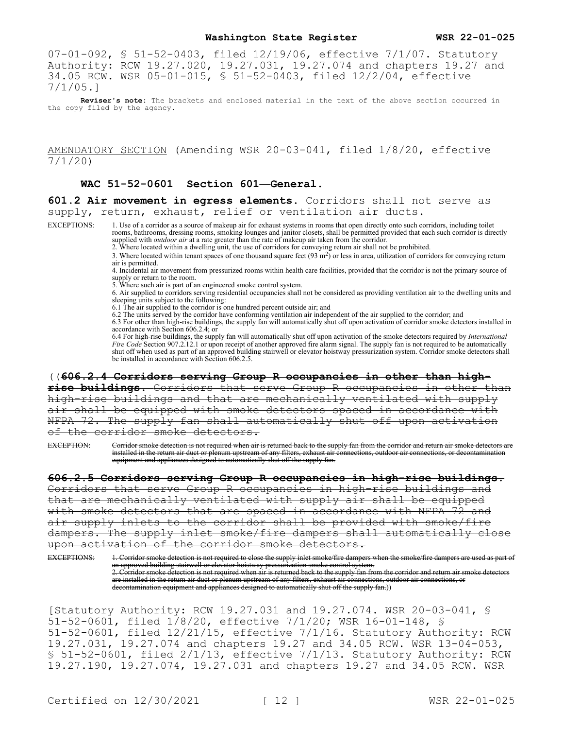07-01-092, § 51-52-0403, filed 12/19/06, effective 7/1/07. Statutory Authority: RCW 19.27.020, 19.27.031, 19.27.074 and chapters 19.27 and 34.05 RCW. WSR 05-01-015, § 51-52-0403, filed 12/2/04, effective 7/1/05.]

**Reviser's note:** The brackets and enclosed material in the text of the above section occurred in the copy filed by the agency.

AMENDATORY SECTION (Amending WSR 20-03-041, filed 1/8/20, effective 7/1/20)

**WAC 51-52-0601 Section 601—General.**

**601.2 Air movement in egress elements.** Corridors shall not serve as supply, return, exhaust, relief or ventilation air ducts.

EXCEPTIONS:

1. Use of a corridor as a source of makeup air for exhaust systems in rooms that open directly onto such corridors, including toilet rooms, bathrooms, dressing rooms, smoking lounges and janitor closets, shall be permitted provided that each such corridor is directly supplied with *outdoor air* at a rate greater than the rate of makeup air taken from the corridor.
2. Where located within a dwelling unit, the use of corridors for conveying return air shall not be prohibited.
3. Where located within tenant spaces of one thousand square feet (93 $m^2$) or less in area, utilization of corridors for conveying return air is permitted.
4. Incidental air movement from pressurized rooms within health care facilities, provided that the corridor is not the primary source of supply or return to the room.
5. Where such air is part of an engineered smoke control system.
6. Air supplied to corridors serving residential occupancies shall not be considered as providing ventilation air to the dwelling units and sleeping units subject to the following:
6.1 The air supplied to the corridor is one hundred percent outside air; and
6.2 The units served by the corridor have conforming ventilation air independent of the air supplied to the corridor; and
6.3 For other than high-rise buildings, the supply fan will automatically shut off upon activation of corridor smoke detectors installed in accordance with Section 606.2.4; or
6.4 For high-rise buildings, the supply fan will automatically shut off upon activation of the smoke detectors required by *International Fire Code* Section 907.2.12.1 or upon receipt of another approved fire alarm signal. The supply fan is not required to be automatically shut off when used as part of an approved building stairwell or elevator hoistway pressurization system. Corridor smoke detectors shall be installed in accordance with Section 606.2.5.

((~~**606.2.4 Corridors serving Group R occupancies in other than high-rise buildings.** Corridors that serve Group R occupancies in other than high-rise buildings and that are mechanically ventilated with supply air shall be equipped with smoke detectors spaced in accordance with NFPA 72. The supply fan shall automatically shut off upon activation of the corridor smoke detectors.~~

~~EXCEPTION: Corridor smoke detection is not required when air is returned back to the supply fan from the corridor and return air smoke detectors are installed in the return air duct or plenum upstream of any filters, exhaust air connections, outdoor air connections, or decontamination equipment and appliances designed to automatically shut off the supply fan.~~

~~**606.2.5 Corridors serving Group R occupancies in high-rise buildings.** Corridors that serve Group R occupancies in high-rise buildings and that are mechanically ventilated with supply air shall be equipped with smoke detectors that are spaced in accordance with NFPA 72 and air supply inlets to the corridor shall be provided with smoke/fire dampers. The supply inlet smoke/fire dampers shall automatically close upon activation of the corridor smoke detectors.~~

~~EXCEPTIONS:~~

~~1. Corridor smoke detection is not required to close the supply inlet smoke/fire dampers when the smoke/fire dampers are used as part of an approved building stairwell or elevator hoistway pressurization smoke control system.~~
~~2. Corridor smoke detection is not required when air is returned back to the supply fan from the corridor and return air smoke detectors are installed in the return air duct or plenum upstream of any filters, exhaust air connections, outdoor air connections, or decontamination equipment and appliances designed to automatically shut off the supply fan.~~))

[Statutory Authority: RCW 19.27.031 and 19.27.074. WSR 20-03-041, § 51-52-0601, filed 1/8/20, effective 7/1/20; WSR 16-01-148, § 51-52-0601, filed 12/21/15, effective 7/1/16. Statutory Authority: RCW 19.27.031, 19.27.074 and chapters 19.27 and 34.05 RCW. WSR 13-04-053, § 51-52-0601, filed 2/1/13, effective 7/1/13. Statutory Authority: RCW 19.27.190, 19.27.074, 19.27.031 and chapters 19.27 and 34.05 RCW. WSR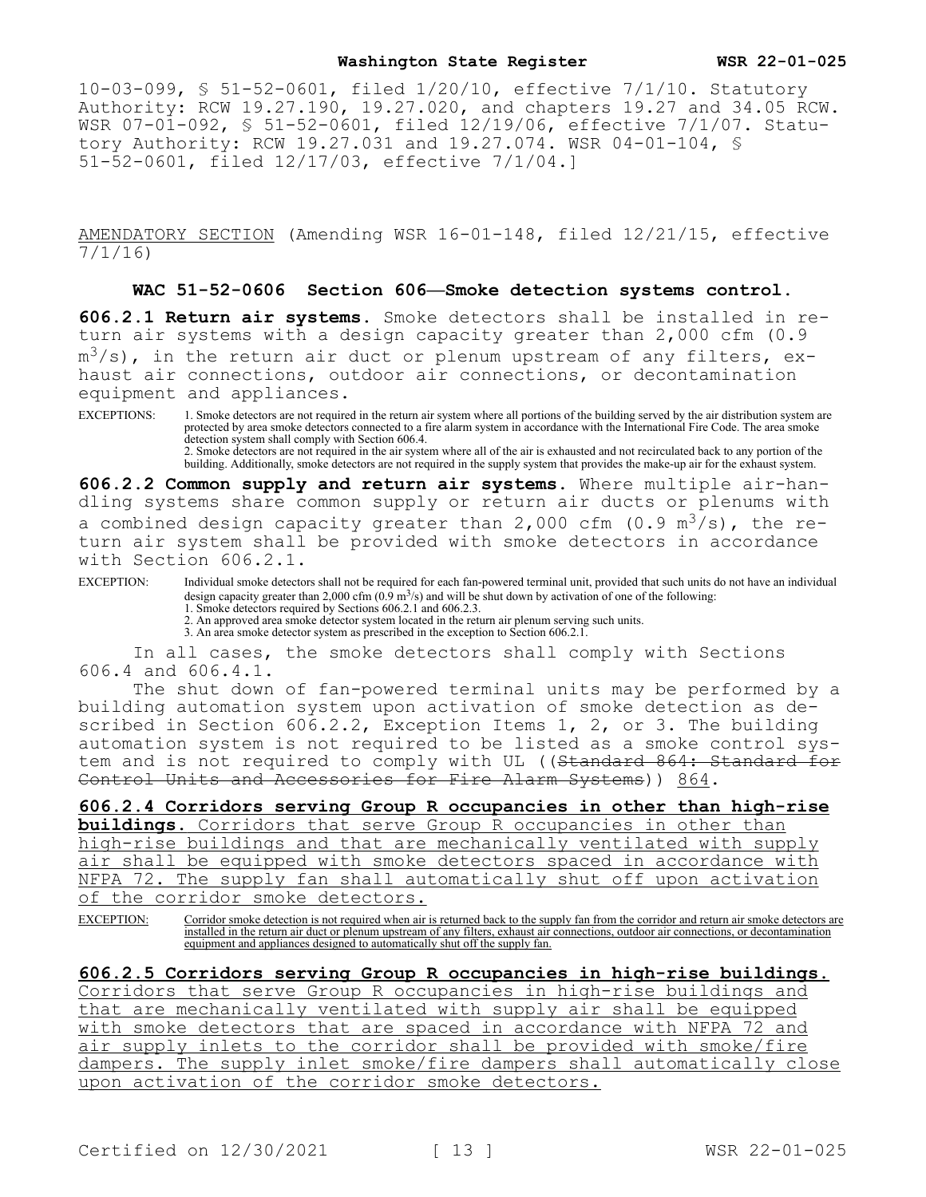10-03-099, § 51-52-0601, filed 1/20/10, effective 7/1/10. Statutory Authority: RCW 19.27.190, 19.27.020, and chapters 19.27 and 34.05 RCW. WSR 07-01-092, § 51-52-0601, filed 12/19/06, effective 7/1/07. Statutory Authority: RCW 19.27.031 and 19.27.074. WSR 04-01-104, § 51-52-0601, filed 12/17/03, effective 7/1/04.]

AMENDATORY SECTION (Amending WSR 16-01-148, filed 12/21/15, effective 7/1/16)

**WAC 51-52-0606 Section 606—Smoke detection systems control.**

**606.2.1 Return air systems.** Smoke detectors shall be installed in return air systems with a design capacity greater than 2,000 cfm (0.9 $m^3/s$), in the return air duct or plenum upstream of any filters, exhaust air connections, outdoor air connections, or decontamination equipment and appliances.

EXCEPTIONS: 1. Smoke detectors are not required in the return air system where all portions of the building served by the air distribution system are protected by area smoke detectors connected to a fire alarm system in accordance with the International Fire Code. The area smoke detection system shall comply with Section 606.4.
2. Smoke detectors are not required in the air system where all of the air is exhausted and not recirculated back to any portion of the building. Additionally, smoke detectors are not required in the supply system that provides the make-up air for the exhaust system.

**606.2.2 Common supply and return air systems.** Where multiple air-handling systems share common supply or return air ducts or plenums with a combined design capacity greater than 2,000 cfm (0.9 $m^3/s$), the return air system shall be provided with smoke detectors in accordance with Section 606.2.1.

EXCEPTION: Individual smoke detectors shall not be required for each fan-powered terminal unit, provided that such units do not have an individual design capacity greater than 2,000 cfm (0.9 $m^3/s$) and will be shut down by activation of one of the following:
1. Smoke detectors required by Sections 606.2.1 and 606.2.3.
2. An approved area smoke detector system located in the return air plenum serving such units.
3. An area smoke detector system as prescribed in the exception to Section 606.2.1.

In all cases, the smoke detectors shall comply with Sections 606.4 and 606.4.1.

The shut down of fan-powered terminal units may be performed by a building automation system upon activation of smoke detection as described in Section 606.2.2, Exception Items 1, 2, or 3. The building automation system is not required to be listed as a smoke control system and is not required to comply with UL ((~~Standard 864: Standard for Control Units and Accessories for Fire Alarm Systems~~)) 864.

**606.2.4 Corridors serving Group R occupancies in other than high-rise buildings.** Corridors that serve Group R occupancies in other than high-rise buildings and that are mechanically ventilated with supply air shall be equipped with smoke detectors spaced in accordance with NFPA 72. The supply fan shall automatically shut off upon activation of the corridor smoke detectors.

EXCEPTION: Corridor smoke detection is not required when air is returned back to the supply fan from the corridor and return air smoke detectors are installed in the return air duct or plenum upstream of any filters, exhaust air connections, outdoor air connections, or decontamination equipment and appliances designed to automatically shut off the supply fan.

**606.2.5 Corridors serving Group R occupancies in high-rise buildings.** Corridors that serve Group R occupancies in high-rise buildings and that are mechanically ventilated with supply air shall be equipped with smoke detectors that are spaced in accordance with NFPA 72 and air supply inlets to the corridor shall be provided with smoke/fire dampers. The supply inlet smoke/fire dampers shall automatically close upon activation of the corridor smoke detectors.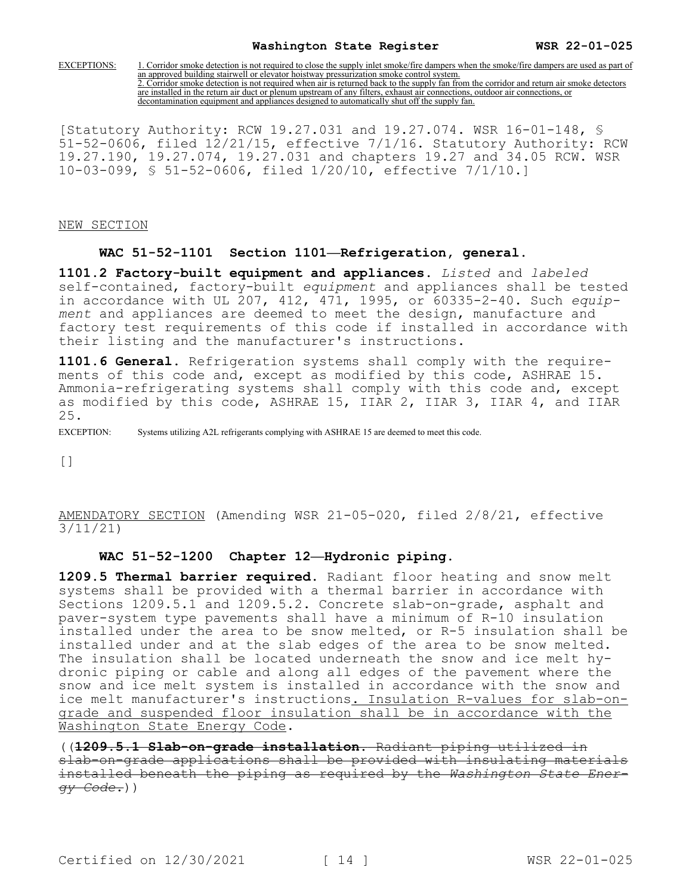EXCEPTIONS: 1. Corridor smoke detection is not required to close the supply inlet smoke/fire dampers when the smoke/fire dampers are used as part of an approved building stairwell or elevator hoistway pressurization smoke control system.
2. Corridor smoke detection is not required when air is returned back to the supply fan from the corridor and return air smoke detectors are installed in the return air duct or plenum upstream of any filters, exhaust air connections, outdoor air connections, or decontamination equipment and appliances designed to automatically shut off the supply fan.

[Statutory Authority: RCW 19.27.031 and 19.27.074. WSR 16-01-148, § 51-52-0606, filed 12/21/15, effective 7/1/16. Statutory Authority: RCW 19.27.190, 19.27.074, 19.27.031 and chapters 19.27 and 34.05 RCW. WSR 10-03-099, § 51-52-0606, filed 1/20/10, effective 7/1/10.]

NEW SECTION

**WAC 51-52-1101 Section 1101—Refrigeration, general.**

**1101.2 Factory-built equipment and appliances.** *Listed* and *labeled* self-contained, factory-built *equipment* and appliances shall be tested in accordance with UL 207, 412, 471, 1995, or 60335-2-40. Such *equipment* and appliances are deemed to meet the design, manufacture and factory test requirements of this code if installed in accordance with their listing and the manufacturer's instructions.

**1101.6 General.** Refrigeration systems shall comply with the requirements of this code and, except as modified by this code, ASHRAE 15. Ammonia-refrigerating systems shall comply with this code and, except as modified by this code, ASHRAE 15, IIAR 2, IIAR 3, IIAR 4, and IIAR 25.

EXCEPTION: Systems utilizing A2L refrigerants complying with ASHRAE 15 are deemed to meet this code.

[]

AMENDATORY SECTION (Amending WSR 21-05-020, filed 2/8/21, effective 3/11/21)

**WAC 51-52-1200 Chapter 12—Hydronic piping.**

**1209.5 Thermal barrier required.** Radiant floor heating and snow melt systems shall be provided with a thermal barrier in accordance with Sections 1209.5.1 and 1209.5.2. Concrete slab-on-grade, asphalt and paver-system type pavements shall have a minimum of R-10 insulation installed under the area to be snow melted, or R-5 insulation shall be installed under and at the slab edges of the area to be snow melted. The insulation shall be located underneath the snow and ice melt hydronic piping or cable and along all edges of the pavement where the snow and ice melt system is installed in accordance with the snow and ice melt manufacturer's instructions. Insulation R-values for slab-on-grade and suspended floor insulation shall be in accordance with the Washington State Energy Code.

((~~**1209.5.1 Slab-on-grade installation.** Radiant piping utilized in slab-on-grade applications shall be provided with insulating materials installed beneath the piping as required by the *Washington State Energy Code*.~~))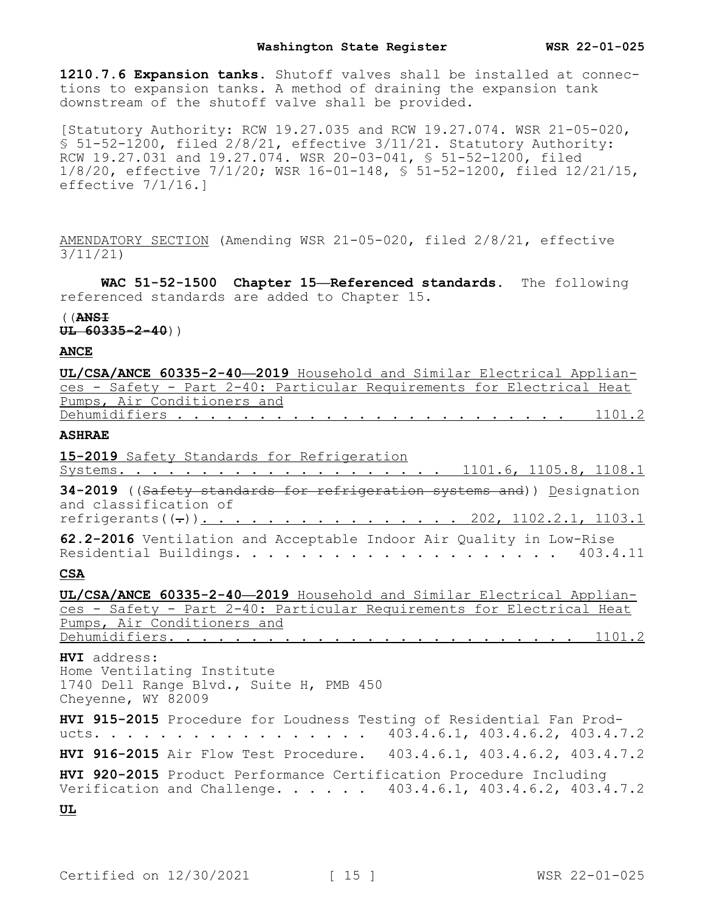**1210.7.6 Expansion tanks.** Shutoff valves shall be installed at connections to expansion tanks. A method of draining the expansion tank downstream of the shutoff valve shall be provided.

[Statutory Authority: RCW 19.27.035 and RCW 19.27.074. WSR 21-05-020, § 51-52-1200, filed 2/8/21, effective 3/11/21. Statutory Authority: RCW 19.27.031 and 19.27.074. WSR 20-03-041, § 51-52-1200, filed 1/8/20, effective 7/1/20; WSR 16-01-148, § 51-52-1200, filed 12/21/15, effective 7/1/16.]

AMENDATORY SECTION (Amending WSR 21-05-020, filed 2/8/21, effective 3/11/21)

**WAC 51-52-1500 Chapter 15—Referenced standards.** The following referenced standards are added to Chapter 15.

((~~**ANSI**~~
~~**UL 60335-2-40**~~))

**ANCE**

**UL/CSA/ANCE 60335-2-40—2019** Household and Similar Electrical Appliances - Safety - Part 2-40: Particular Requirements for Electrical Heat Pumps, Air Conditioners and Dehumidifiers . . . . . . . . . . . . . . . . . . . . . . . 1101.2

**ASHRAE**

**15-2019** Safety Standards for Refrigeration Systems. . . . . . . . . . . . . . . . . . . . 1101.6, 1105.8, 1108.1

**34-2019** ((~~Safety standards for refrigeration systems and~~)) Designation and classification of refrigerants((~~.~~)). . . . . . . . . . . . . . . . 202, 1102.2.1, 1103.1

**62.2-2016** Ventilation and Acceptable Indoor Air Quality in Low-Rise Residential Buildings. . . . . . . . . . . . . . . . . . . . . 403.4.11

**CSA**

**UL/CSA/ANCE 60335-2-40—2019** Household and Similar Electrical Appliances - Safety - Part 2-40: Particular Requirements for Electrical Heat Pumps, Air Conditioners and Dehumidifiers. . . . . . . . . . . . . . . . . . . . . . . . 1101.2

**HVI** address:
Home Ventilating Institute
1740 Dell Range Blvd., Suite H, PMB 450
Cheyenne, WY 82009

**HVI 915-2015** Procedure for Loudness Testing of Residential Fan Products. . . . . . . . . . . . . . . . . 403.4.6.1, 403.4.6.2, 403.4.7.2

**HVI 916-2015** Air Flow Test Procedure. 403.4.6.1, 403.4.6.2, 403.4.7.2

**HVI 920-2015** Product Performance Certification Procedure Including Verification and Challenge. . . . . . 403.4.6.1, 403.4.6.2, 403.4.7.2

**UL**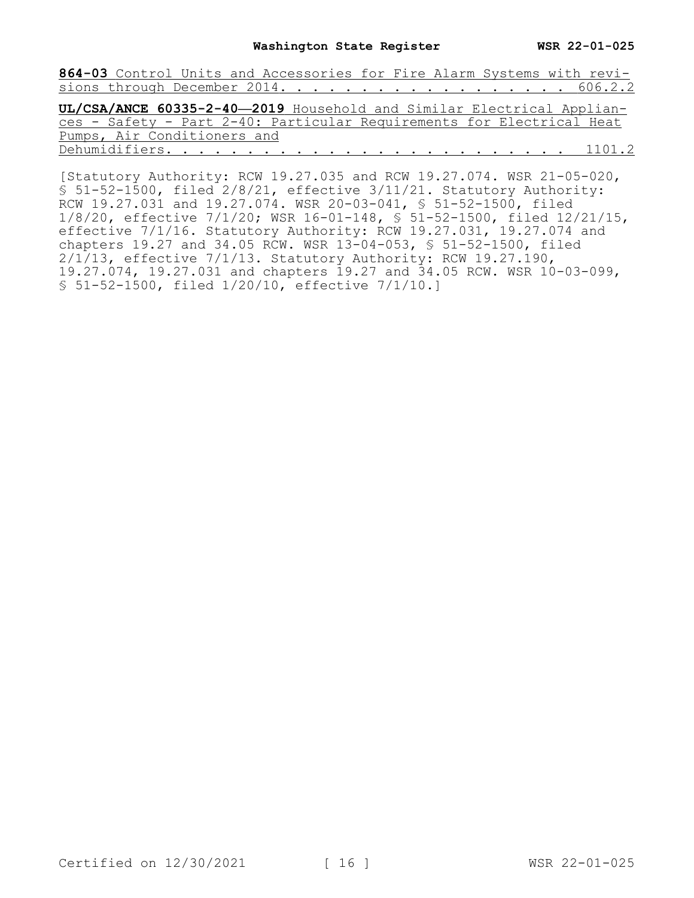**864-03** Control Units and Accessories for Fire Alarm Systems with revisions through December 2014. . . . . . . . . . . . . . . . . . 606.2.2

**UL/CSA/ANCE 60335-2-40—2019** Household and Similar Electrical Appliances - Safety - Part 2-40: Particular Requirements for Electrical Heat Pumps, Air Conditioners and Dehumidifiers. . . . . . . . . . . . . . . . . . . . . . . . 1101.2

[Statutory Authority: RCW 19.27.035 and RCW 19.27.074. WSR 21-05-020, § 51-52-1500, filed 2/8/21, effective 3/11/21. Statutory Authority: RCW 19.27.031 and 19.27.074. WSR 20-03-041, § 51-52-1500, filed 1/8/20, effective 7/1/20; WSR 16-01-148, § 51-52-1500, filed 12/21/15, effective 7/1/16. Statutory Authority: RCW 19.27.031, 19.27.074 and chapters 19.27 and 34.05 RCW. WSR 13-04-053, § 51-52-1500, filed 2/1/13, effective 7/1/13. Statutory Authority: RCW 19.27.190, 19.27.074, 19.27.031 and chapters 19.27 and 34.05 RCW. WSR 10-03-099, § 51-52-1500, filed 1/20/10, effective 7/1/10.]